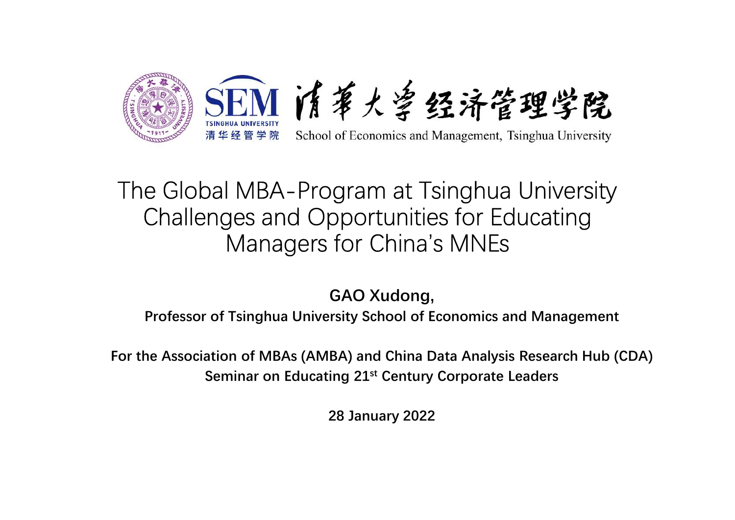SEM TSINGHUA UNIVERSITY 清华经管学院

清華大學经济管理学院

School of Economics and Management, Tsinghua University

# The Global MBA-Program at Tsinghua University Challenges and Opportunities for Educating Managers for China's MNEs

**GAO Xudong,**

**Professor of Tsinghua University School of Economics and Management**

**For the Association of MBAs (AMBA) and China Data Analysis Research Hub (CDA) Seminar on Educating 21st Century Corporate Leaders**

**28 January 2022**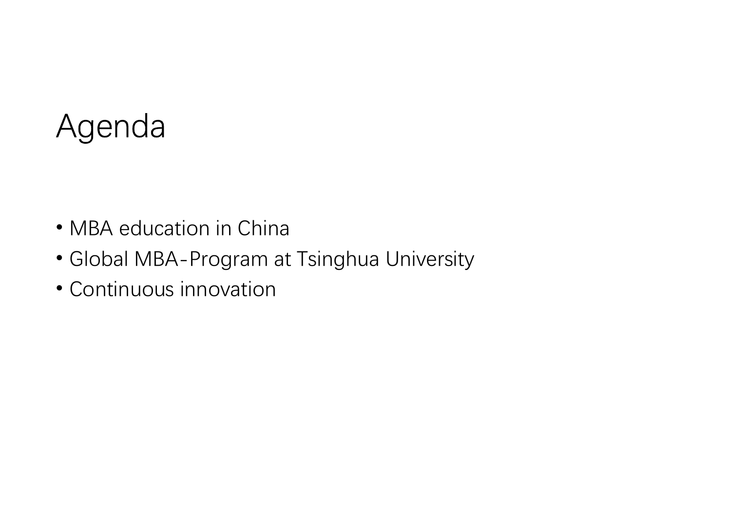# Agenda

- MBA education in China
- Global MBA-Program at Tsinghua University
- Continuous innovation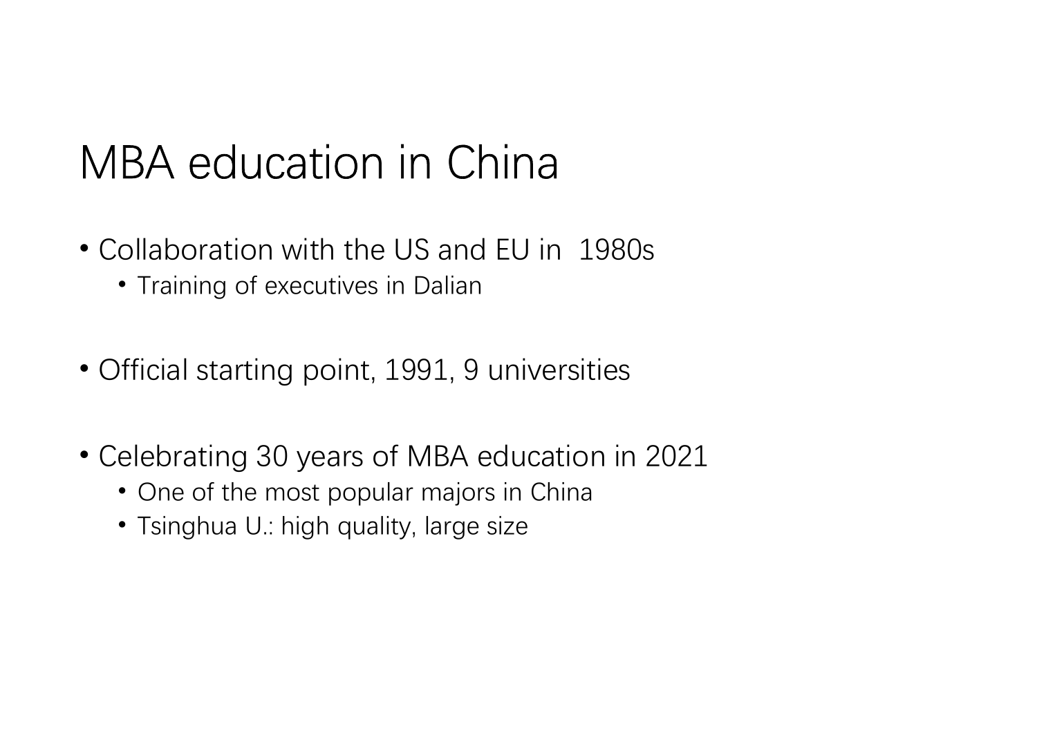# MBA education in China

- Collaboration with the US and EU in 1980s
  - Training of executives in Dalian
- Official starting point, 1991, 9 universities
- Celebrating 30 years of MBA education in 2021
  - One of the most popular majors in China
  - Tsinghua U.: high quality, large size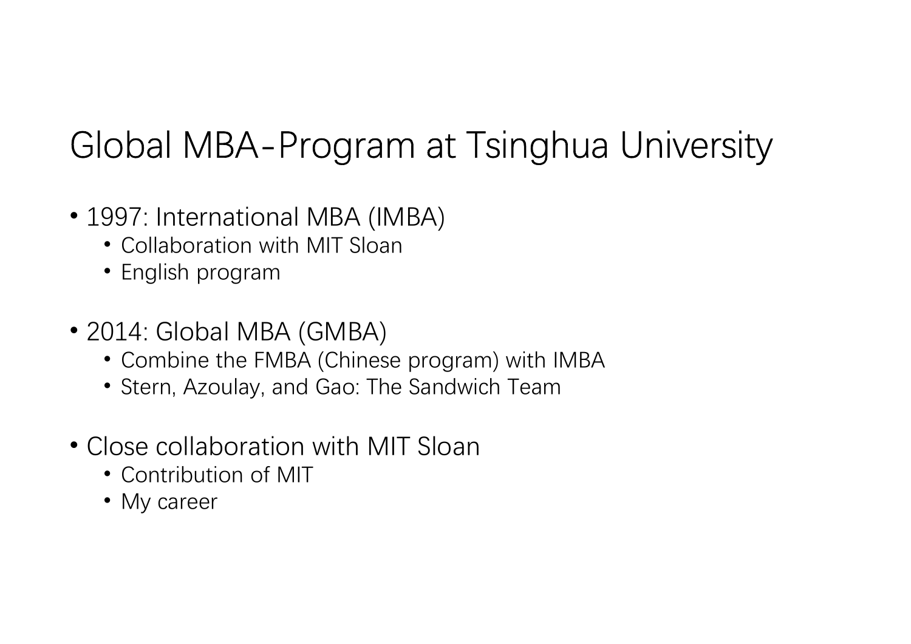# Global MBA-Program at Tsinghua University

- 1997: International MBA (IMBA)
  - Collaboration with MIT Sloan
  - English program
- 2014: Global MBA (GMBA)
  - Combine the FMBA (Chinese program) with IMBA
  - Stern, Azoulay, and Gao: The Sandwich Team
- Close collaboration with MIT Sloan
  - Contribution of MIT
  - My career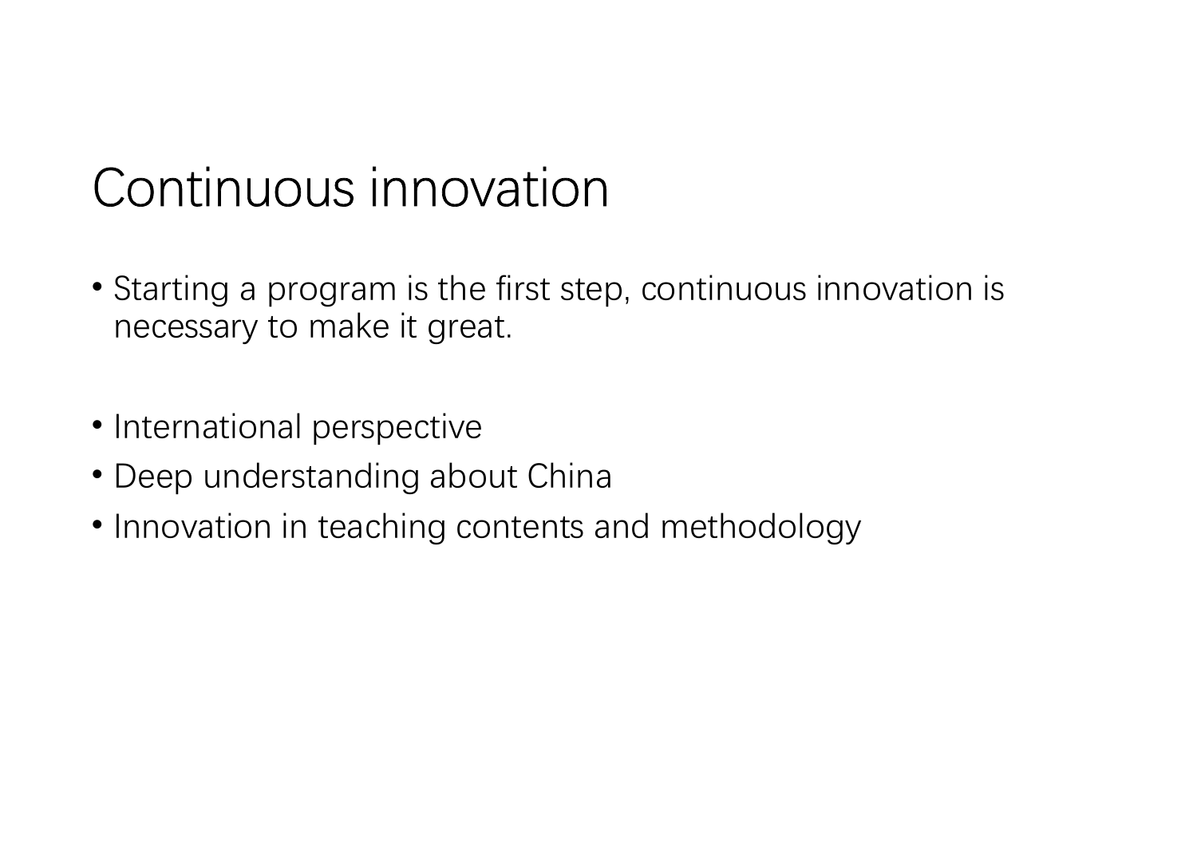# Continuous innovation

- Starting a program is the first step, continuous innovation is necessary to make it great.

- International perspective
- Deep understanding about China
- Innovation in teaching contents and methodology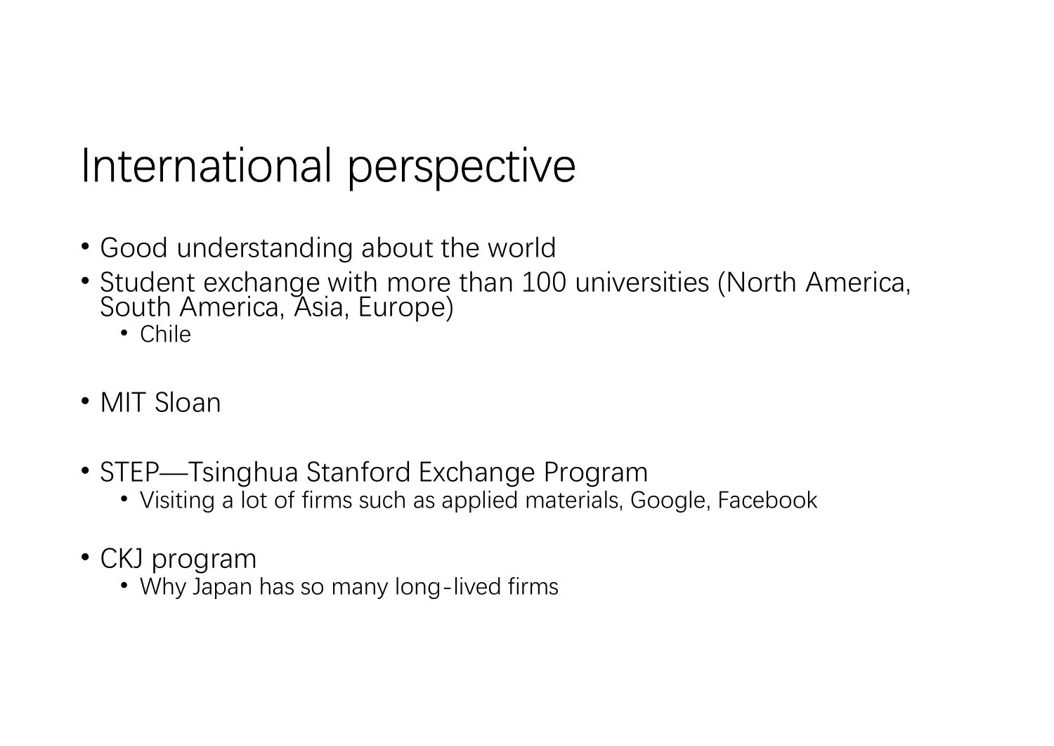# International perspective

- Good understanding about the world
- Student exchange with more than 100 universities (North America, South America, Asia, Europe)
  - Chile
- MIT Sloan
- STEP—Tsinghua Stanford Exchange Program
  - Visiting a lot of firms such as applied materials, Google, Facebook
- CKJ program
  - Why Japan has so many long-lived firms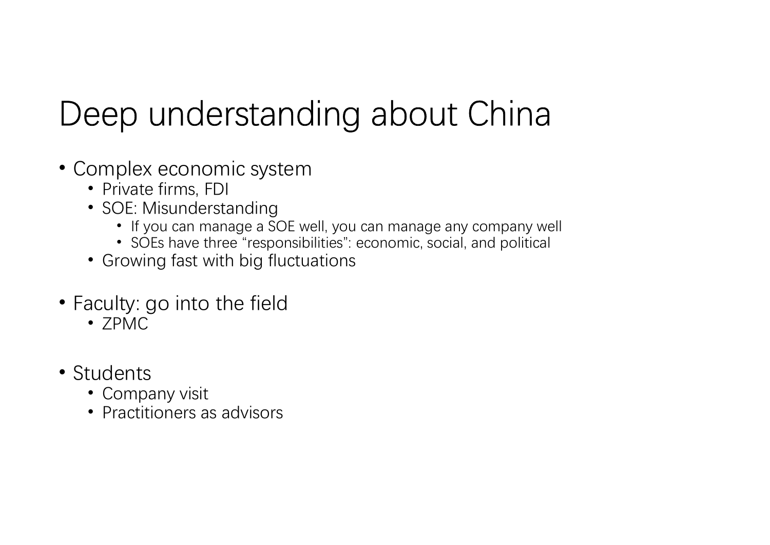# Deep understanding about China

- Complex economic system
  - Private firms, FDI
  - SOE: Misunderstanding
    - If you can manage a SOE well, you can manage any company well
    - SOEs have three "responsibilities": economic, social, and political
  - Growing fast with big fluctuations

- Faculty: go into the field
  - ZPMC

- Students
  - Company visit
  - Practitioners as advisors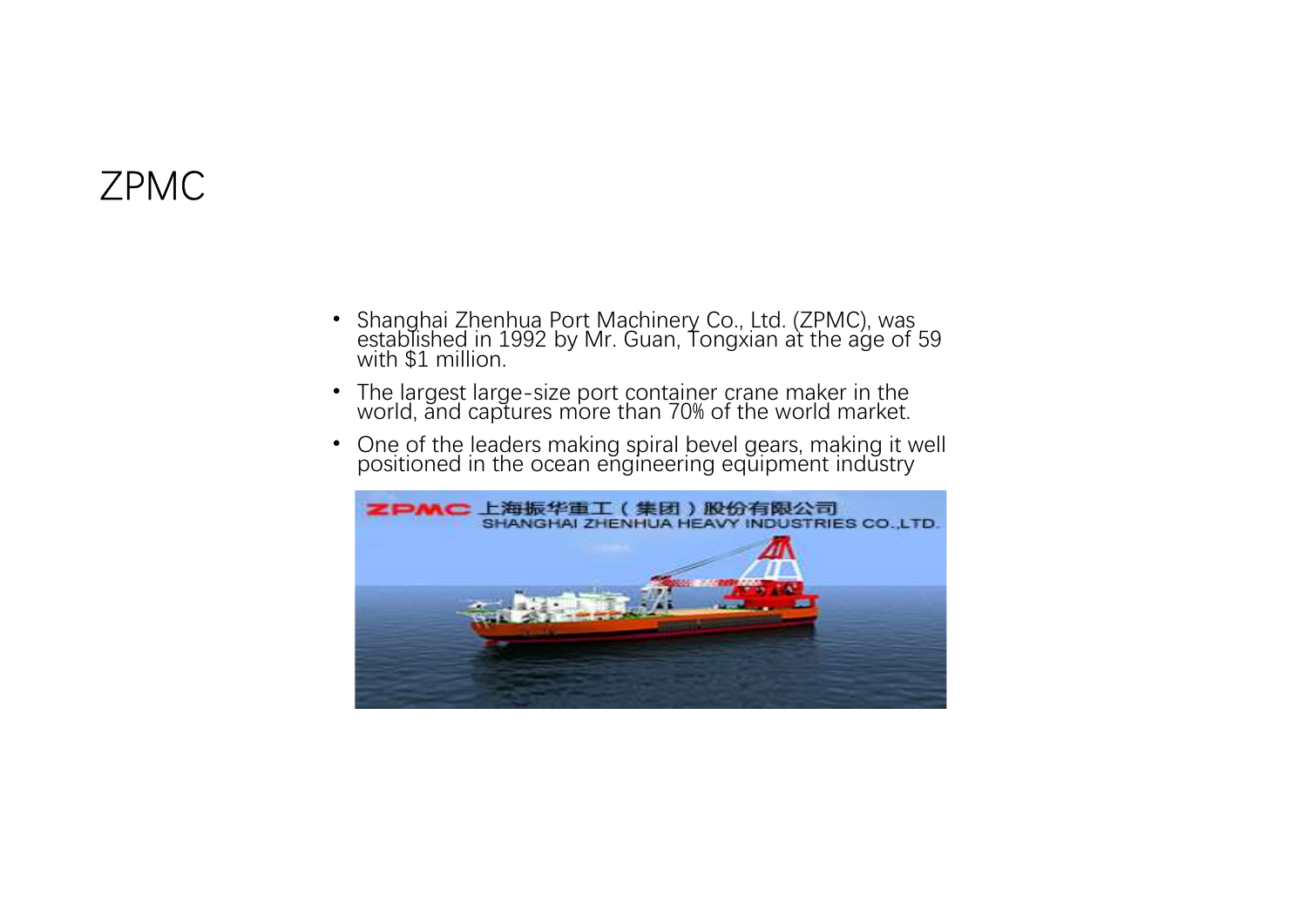# ZPMC

- Shanghai Zhenhua Port Machinery Co., Ltd. (ZPMC), was established in 1992 by Mr. Guan, Tongxian at the age of 59 with $1 million.
- The largest large-size port container crane maker in the world, and captures more than 70% of the world market.
- One of the leaders making spiral bevel gears, making it well positioned in the ocean engineering equipment industry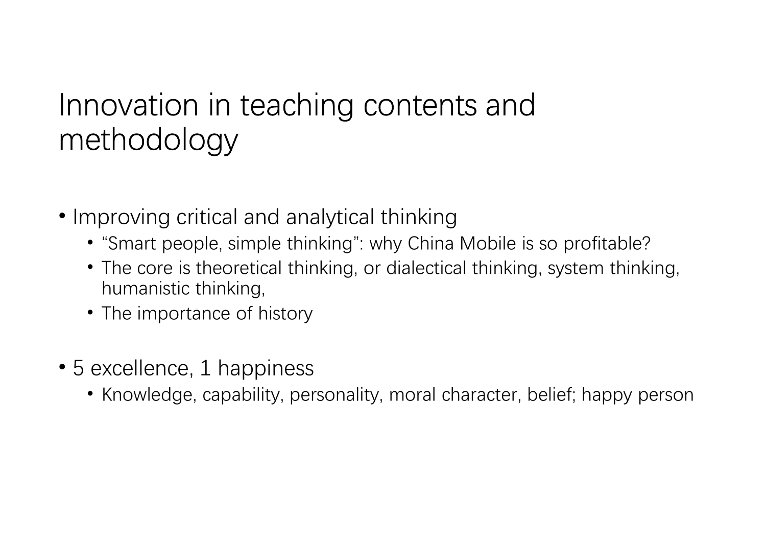# Innovation in teaching contents and methodology

- Improving critical and analytical thinking
  - “Smart people, simple thinking”: why China Mobile is so profitable?
  - The core is theoretical thinking, or dialectical thinking, system thinking, humanistic thinking,
  - The importance of history
- 5 excellence, 1 happiness
  - Knowledge, capability, personality, moral character, belief; happy person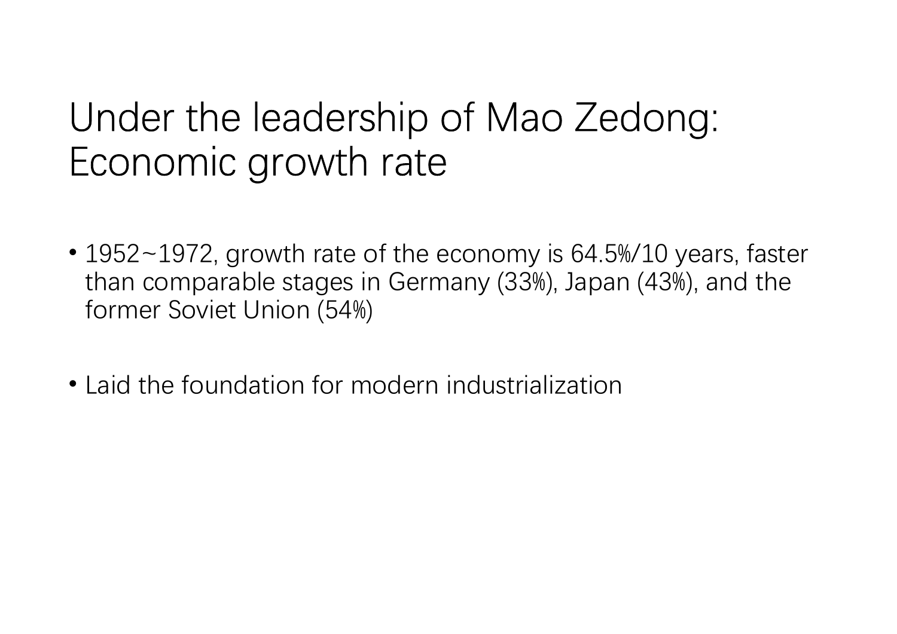# Under the leadership of Mao Zedong: Economic growth rate

- 1952~1972, growth rate of the economy is 64.5%/10 years, faster than comparable stages in Germany (33%), Japan (43%), and the former Soviet Union (54%)
- Laid the foundation for modern industrialization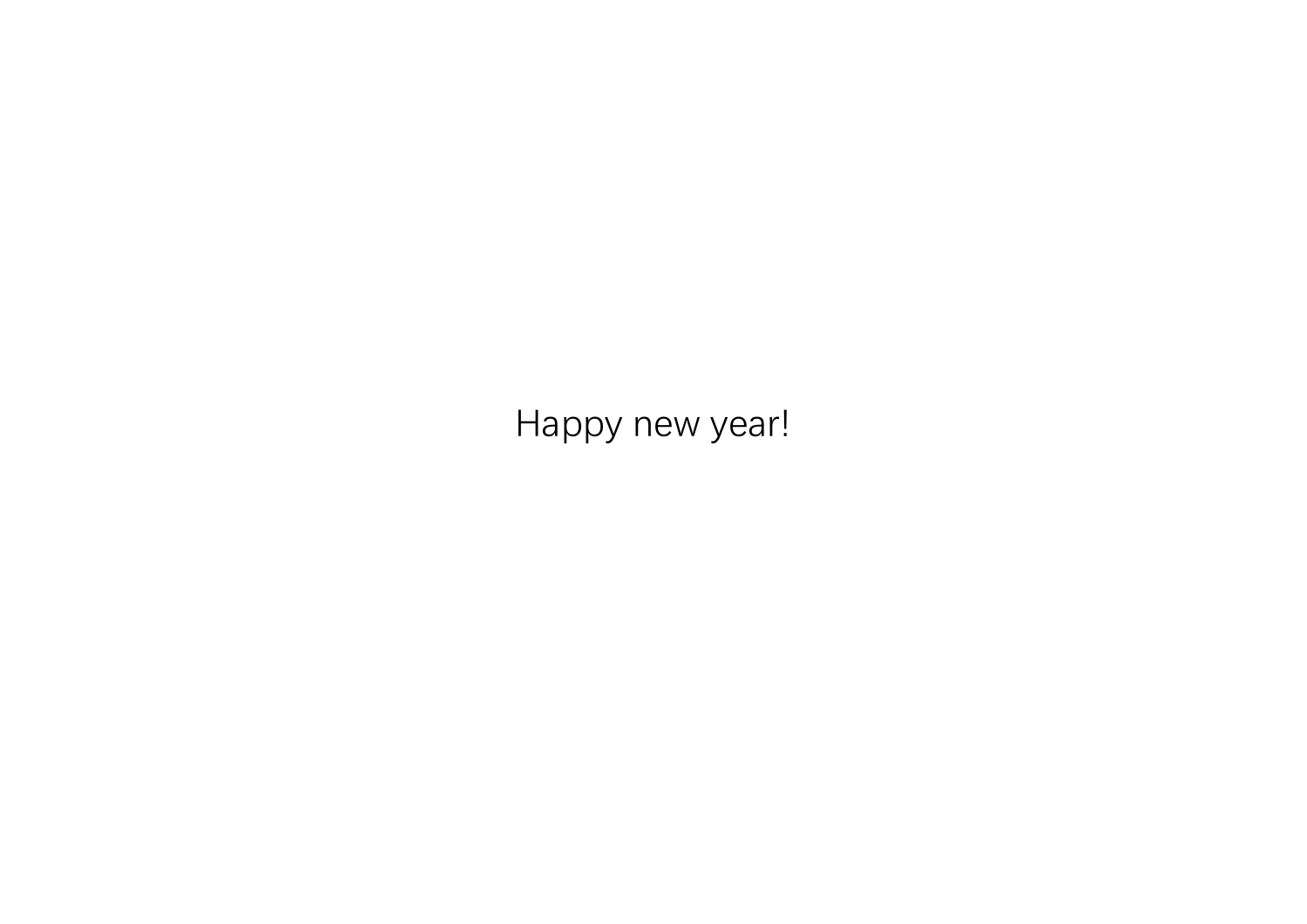Happy new year!